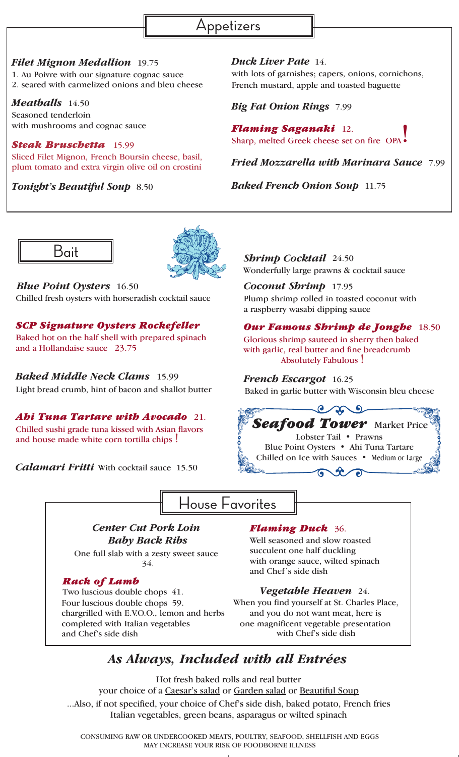## Appetizers

**_Filet Mignon Medallion_** 19.75
1. Au Poivre with our signature cognac sauce
2. seared with carmelized onions and bleu cheese

**_Meatballs_** 14.50
Seasoned tenderloin
with mushrooms and cognac sauce

**_Steak Bruschetta_** 15.99
Sliced Filet Mignon, French Boursin cheese, basil, plum tomato and extra virgin olive oil on crostini

**_Tonight's Beautiful Soup_** 8.50

**_Duck Liver Pate_** 14.
with lots of garnishes; capers, onions, cornichons, French mustard, apple and toasted baguette

**_Big Fat Onion Rings_** 7.99

**_Flaming Saganaki_** 12.
Sharp, melted Greek cheese set on fire OPA!

**_Fried Mozzarella with Marinara Sauce_** 7.99

**_Baked French Onion Soup_** 11.75

## Bait

**_Blue Point Oysters_** 16.50
Chilled fresh oysters with horseradish cocktail sauce

**_SCP Signature Oysters Rockefeller_**
Baked hot on the half shell with prepared spinach and a Hollandaise sauce 23.75

**_Baked Middle Neck Clams_** 15.99
Light bread crumb, hint of bacon and shallot butter

**_Ahi Tuna Tartare with Avocado_** 21.
Chilled sushi grade tuna kissed with Asian flavors and house made white corn tortilla chips !

**_Calamari Fritti_** With cocktail sauce 15.50

**_Shrimp Cocktail_** 24.50
Wonderfully large prawns & cocktail sauce

**_Coconut Shrimp_** 17.95
Plump shrimp rolled in toasted coconut with a raspberry wasabi dipping sauce

**_Our Famous Shrimp de Jonghe_** 18.50
Glorious shrimp sauteed in sherry then baked with garlic, real butter and fine breadcrumb
Absolutely Fabulous !

**_French Escargot_** 16.25
Baked in garlic butter with Wisconsin bleu cheese

**_Seafood Tower_** Market Price
Lobster Tail • Prawns
Blue Point Oysters • Ahi Tuna Tartare
Chilled on Ice with Sauces • Medium or Large

## House Favorites

**_Center Cut Pork Loin Baby Back Ribs_**
One full slab with a zesty sweet sauce
34.

**_Rack of Lamb_**
Two luscious double chops 41.
Four luscious double chops 59.
chargrilled with E.V.O.O., lemon and herbs completed with Italian vegetables and Chef's side dish

**_Flaming Duck_** 36.
Well seasoned and slow roasted succulent one half duckling with orange sauce, wilted spinach and Chef's side dish

**_Vegetable Heaven_** 24.
When you find yourself at St. Charles Place, and you do not want meat, here is one magnificent vegetable presentation with Chef's side dish

## *As Always, Included with all Entrées*

Hot fresh baked rolls and real butter
your choice of a Caesar's salad or Garden salad or Beautiful Soup
...Also, if not specified, your choice of Chef's side dish, baked potato, French fries Italian vegetables, green beans, asparagus or wilted spinach

CONSUMING RAW OR UNDERCOOKED MEATS, POULTRY, SEAFOOD, SHELLFISH AND EGGS MAY INCREASE YOUR RISK OF FOODBORNE ILLNESS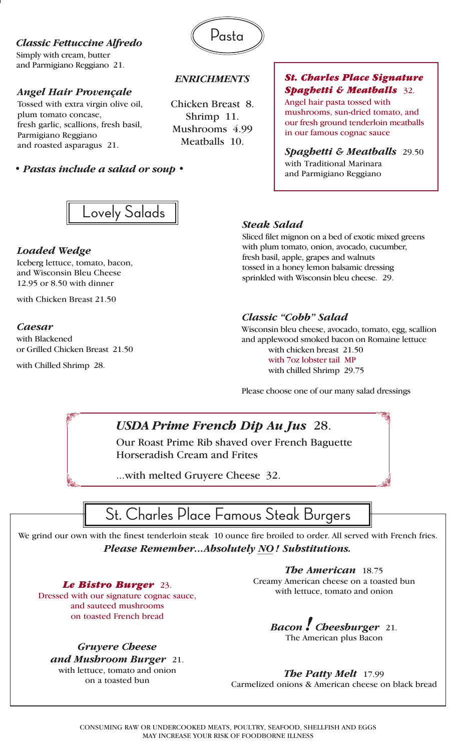## Pasta

### *Classic Fettuccine Alfredo*
Simply with cream, butter and Parmigiano Reggiano 21.

### *Angel Hair Provençale*
Tossed with extra virgin olive oil, plum tomato concase, fresh garlic, scallions, fresh basil, Parmigiano Reggiano and roasted asparagus 21.

***• Pastas include a salad or soup •***

#### *ENRICHMENTS*

Chicken Breast 8.
Shrimp 11.
Mushrooms 4.99
Meatballs 10.

### ***St. Charles Place Signature Spaghetti & Meatballs*** 32.
Angel hair pasta tossed with mushrooms, sun-dried tomato, and our fresh ground tenderloin meatballs in our famous cognac sauce

### ***Spaghetti & Meatballs*** 29.50
with Traditional Marinara and Parmigiano Reggiano

## Lovely Salads

### *Loaded Wedge*
Iceberg lettuce, tomato, bacon, and Wisconsin Bleu Cheese
12.95 or 8.50 with dinner

with Chicken Breast 21.50

### *Caesar*
with Blackened or Grilled Chicken Breast 21.50

with Chilled Shrimp 28.

### *Steak Salad*
Sliced filet mignon on a bed of exotic mixed greens with plum tomato, onion, avocado, cucumber, fresh basil, apple, grapes and walnuts tossed in a honey lemon balsamic dressing sprinkled with Wisconsin bleu cheese. 29.

### *Classic "Cobb" Salad*
Wisconsin bleu cheese, avocado, tomato, egg, scallion and applewood smoked bacon on Romaine lettuce

with chicken breast 21.50
with 7oz lobster tail MP
with chilled Shrimp 29.75

Please choose one of our many salad dressings

### ***USDA Prime French Dip Au Jus*** 28.
Our Roast Prime Rib shaved over French Baguette Horseradish Cream and Frites

...with melted Gruyere Cheese 32.

## St. Charles Place Famous Steak Burgers

We grind our own with the finest tenderloin steak 10 ounce fire broiled to order. All served with French fries.

***Please Remember...Absolutely NO! Substitutions.***

### ***Le Bistro Burger*** 23.
Dressed with our signature cognac sauce, and sauteed mushrooms on toasted French bread

### ***Gruyere Cheese and Mushroom Burger*** 21.
with lettuce, tomato and onion on a toasted bun

### ***The American*** 18.75
Creamy American cheese on a toasted bun with lettuce, tomato and onion

### ***Bacon! Cheesburger*** 21.
The American plus Bacon

### ***The Patty Melt*** 17.99
Carmelized onions & American cheese on black bread

CONSUMING RAW OR UNDERCOOKED MEATS, POULTRY, SEAFOOD, SHELLFISH AND EGGS MAY INCREASE YOUR RISK OF FOODBORNE ILLNESS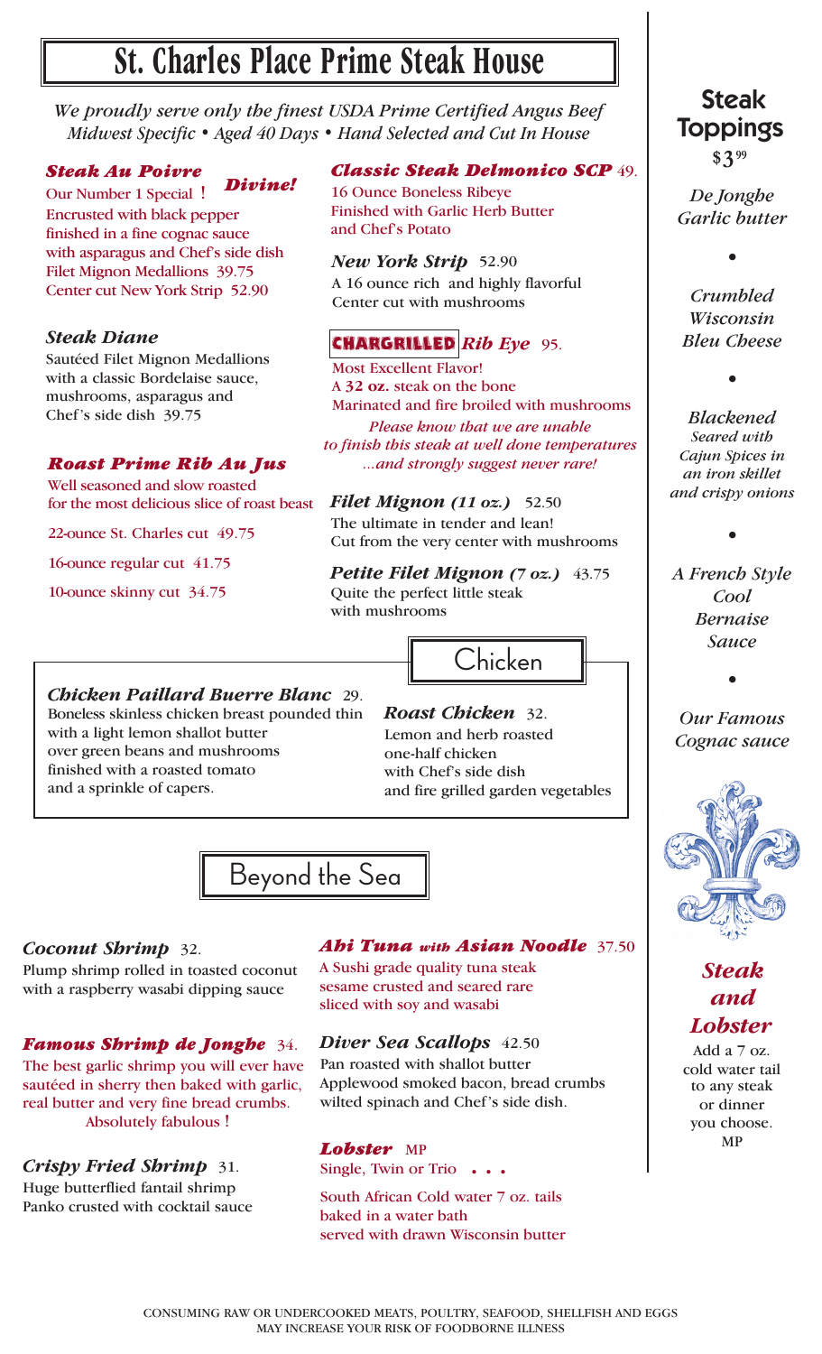# St. Charles Place Prime Steak House

*We proudly serve only the finest USDA Prime Certified Angus Beef*
*Midwest Specific • Aged 40 Days • Hand Selected and Cut In House*

***Steak Au Poivre*** ***Divine!***
Our Number 1 Special !
Encrusted with black pepper
finished in a fine cognac sauce
with asparagus and Chef's side dish
Filet Mignon Medallions 39.75
Center cut New York Strip 52.90

***Steak Diane***
Sautéed Filet Mignon Medallions
with a classic Bordelaise sauce,
mushrooms, asparagus and
Chef's side dish 39.75

***Roast Prime Rib Au Jus***
Well seasoned and slow roasted
for the most delicious slice of roast beast

22-ounce St. Charles cut 49.75

16-ounce regular cut 41.75

10-ounce skinny cut 34.75

***Classic Steak Delmonico SCP*** 49.
16 Ounce Boneless Ribeye
Finished with Garlic Herb Butter
and Chef's Potato

***New York Strip*** 52.90
A 16 ounce rich and highly flavorful
Center cut with mushrooms

**CHARGRILLED** ***Rib Eye*** 95.
Most Excellent Flavor!
A **32 oz.** steak on the bone
Marinated and fire broiled with mushrooms
*Please know that we are unable to finish this steak at well done temperatures ...and strongly suggest never rare!*

***Filet Mignon (11 oz.)*** 52.50
The ultimate in tender and lean!
Cut from the very center with mushrooms

***Petite Filet Mignon (7 oz.)*** 43.75
Quite the perfect little steak
with mushrooms

## Chicken

***Chicken Paillard Buerre Blanc*** 29.
Boneless skinless chicken breast pounded thin
with a light lemon shallot butter
over green beans and mushrooms
finished with a roasted tomato
and a sprinkle of capers.

***Roast Chicken*** 32.
Lemon and herb roasted
one-half chicken
with Chef's side dish
and fire grilled garden vegetables

## Beyond the Sea

***Coconut Shrimp*** 32.
Plump shrimp rolled in toasted coconut
with a raspberry wasabi dipping sauce

***Famous Shrimp de Jonghe*** 34.
The best garlic shrimp you will ever have
sautéed in sherry then baked with garlic,
real butter and very fine bread crumbs.
Absolutely fabulous !

***Crispy Fried Shrimp*** 31.
Huge butterflied fantail shrimp
Panko crusted with cocktail sauce

***Ahi Tuna with Asian Noodle*** 37.50
A Sushi grade quality tuna steak
sesame crusted and seared rare
sliced with soy and wasabi

***Diver Sea Scallops*** 42.50
Pan roasted with shallot butter
Applewood smoked bacon, bread crumbs
wilted spinach and Chef's side dish.

***Lobster*** MP
Single, Twin or Trio • • •

South African Cold water 7 oz. tails
baked in a water bath
served with drawn Wisconsin butter

## Steak Toppings
$3.99

*De Jonghe Garlic butter*

•

*Crumbled Wisconsin Bleu Cheese*

•

*Blackened*
*Seared with Cajun Spices in an iron skillet and crispy onions*

•

*A French Style Cool Bernaise Sauce*

•

*Our Famous Cognac sauce*

## *Steak and Lobster*
Add a 7 oz. cold water tail to any steak or dinner you choose.
MP

CONSUMING RAW OR UNDERCOOKED MEATS, POULTRY, SEAFOOD, SHELLFISH AND EGGS MAY INCREASE YOUR RISK OF FOODBORNE ILLNESS